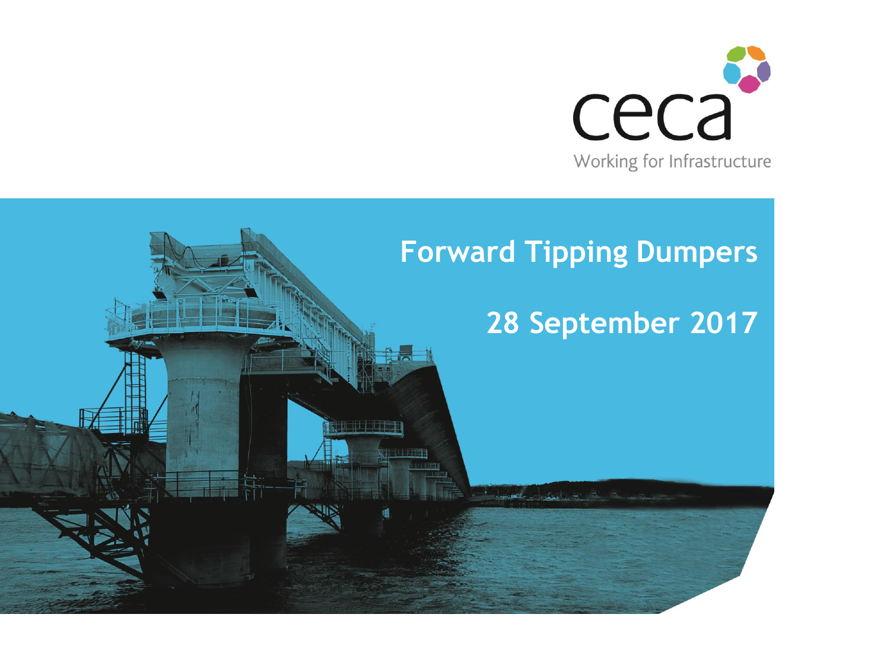ceca

Working for Infrastructure

# Forward Tipping Dumpers

## 28 September 2017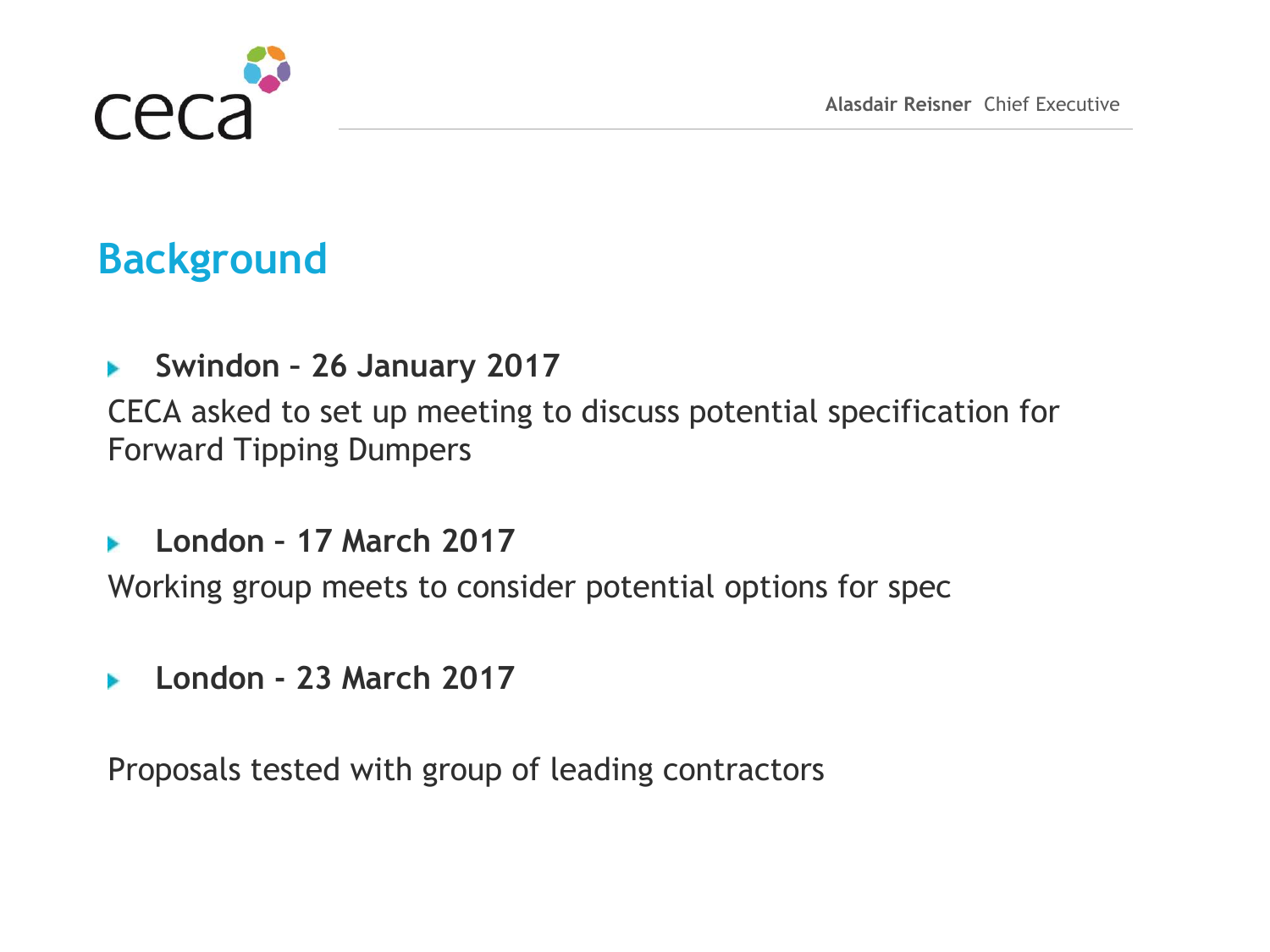## Background

- **Swindon – 26 January 2017**

CECA asked to set up meeting to discuss potential specification for Forward Tipping Dumpers

- **London – 17 March 2017**

Working group meets to consider potential options for spec

- **London - 23 March 2017**

Proposals tested with group of leading contractors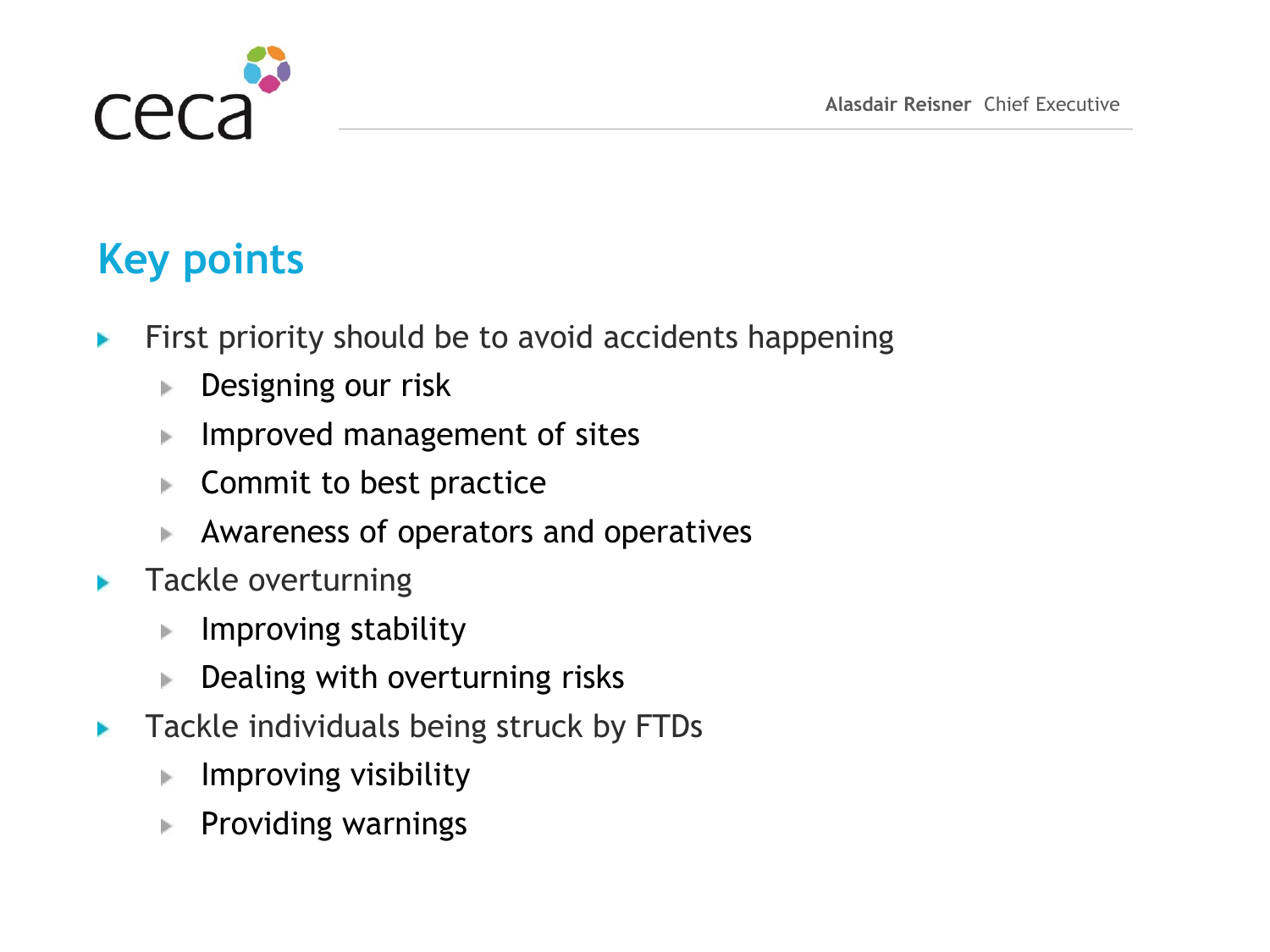# Key points

- First priority should be to avoid accidents happening
  - Designing our risk
  - Improved management of sites
  - Commit to best practice
  - Awareness of operators and operatives
- Tackle overturning
  - Improving stability
  - Dealing with overturning risks
- Tackle individuals being struck by FTDs
  - Improving visibility
  - Providing warnings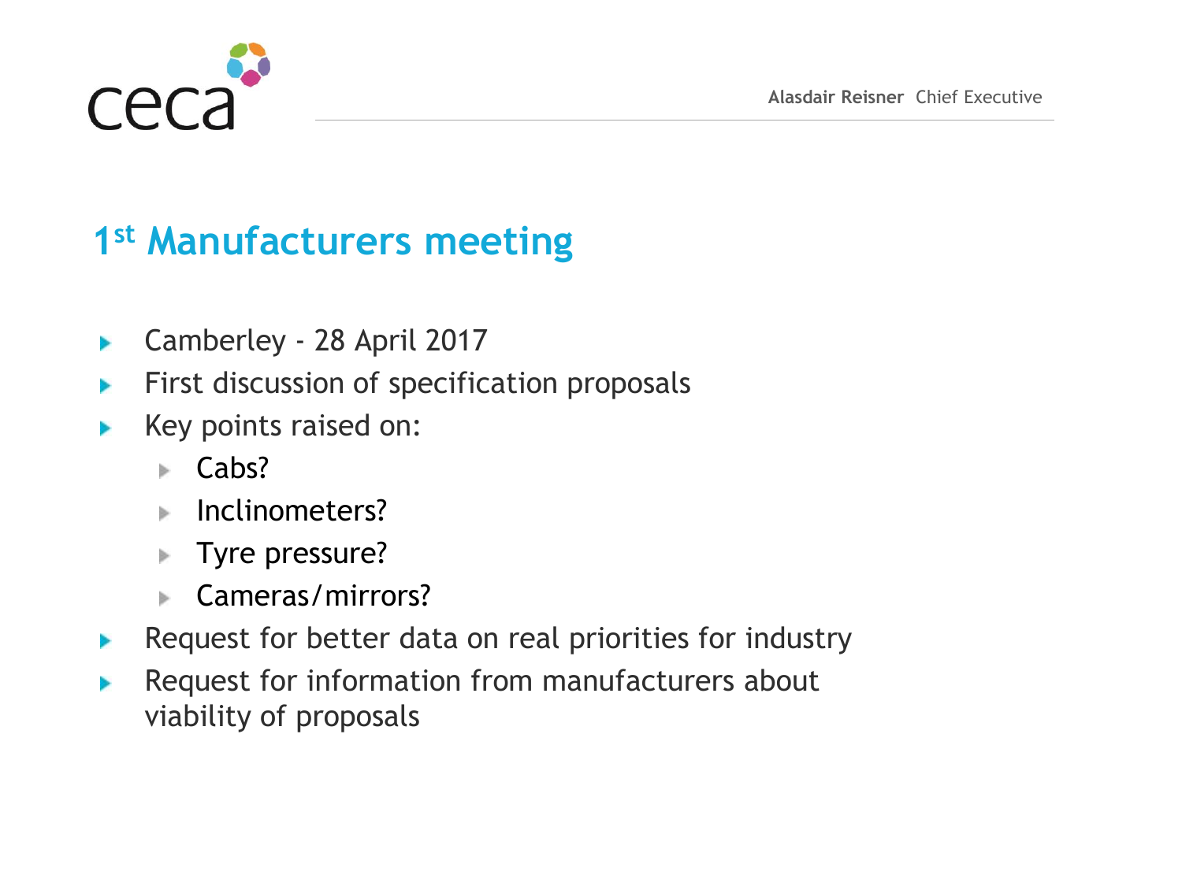## 1st Manufacturers meeting

- Camberley - 28 April 2017
- First discussion of specification proposals
- Key points raised on:
  - Cabs?
  - Inclinometers?
  - Tyre pressure?
  - Cameras/mirrors?
- Request for better data on real priorities for industry
- Request for information from manufacturers about viability of proposals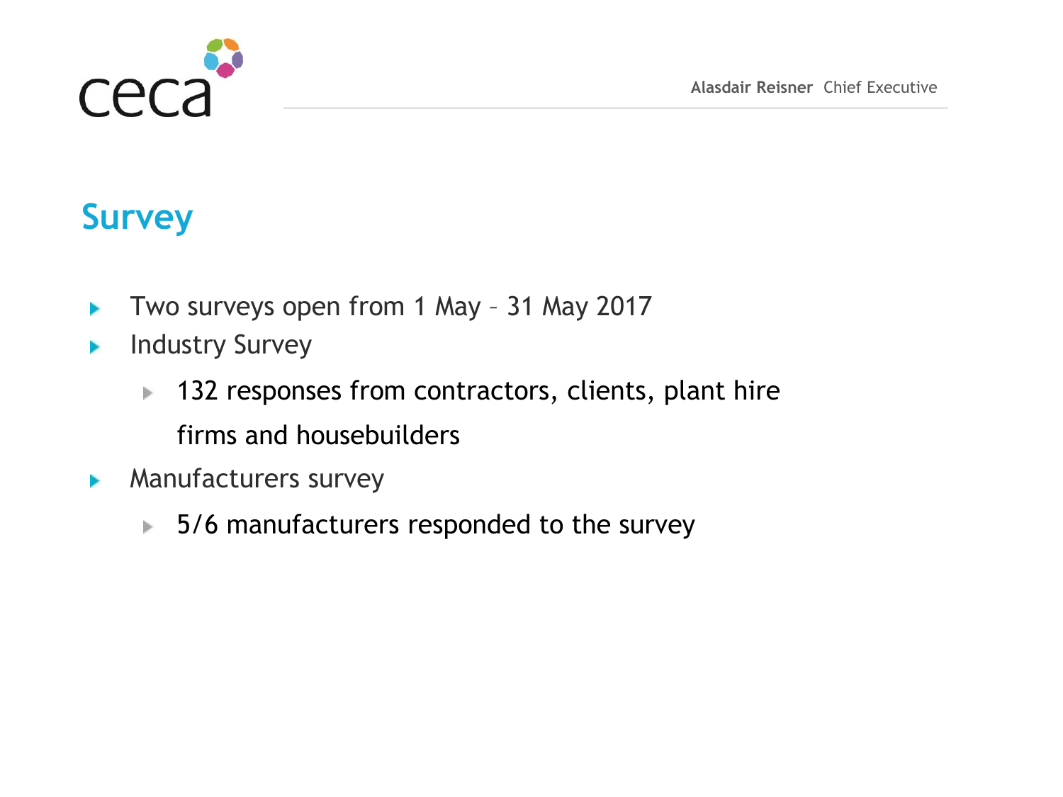# Survey

- Two surveys open from 1 May – 31 May 2017
- Industry Survey
  - 132 responses from contractors, clients, plant hire firms and housebuilders
- Manufacturers survey
  - 5/6 manufacturers responded to the survey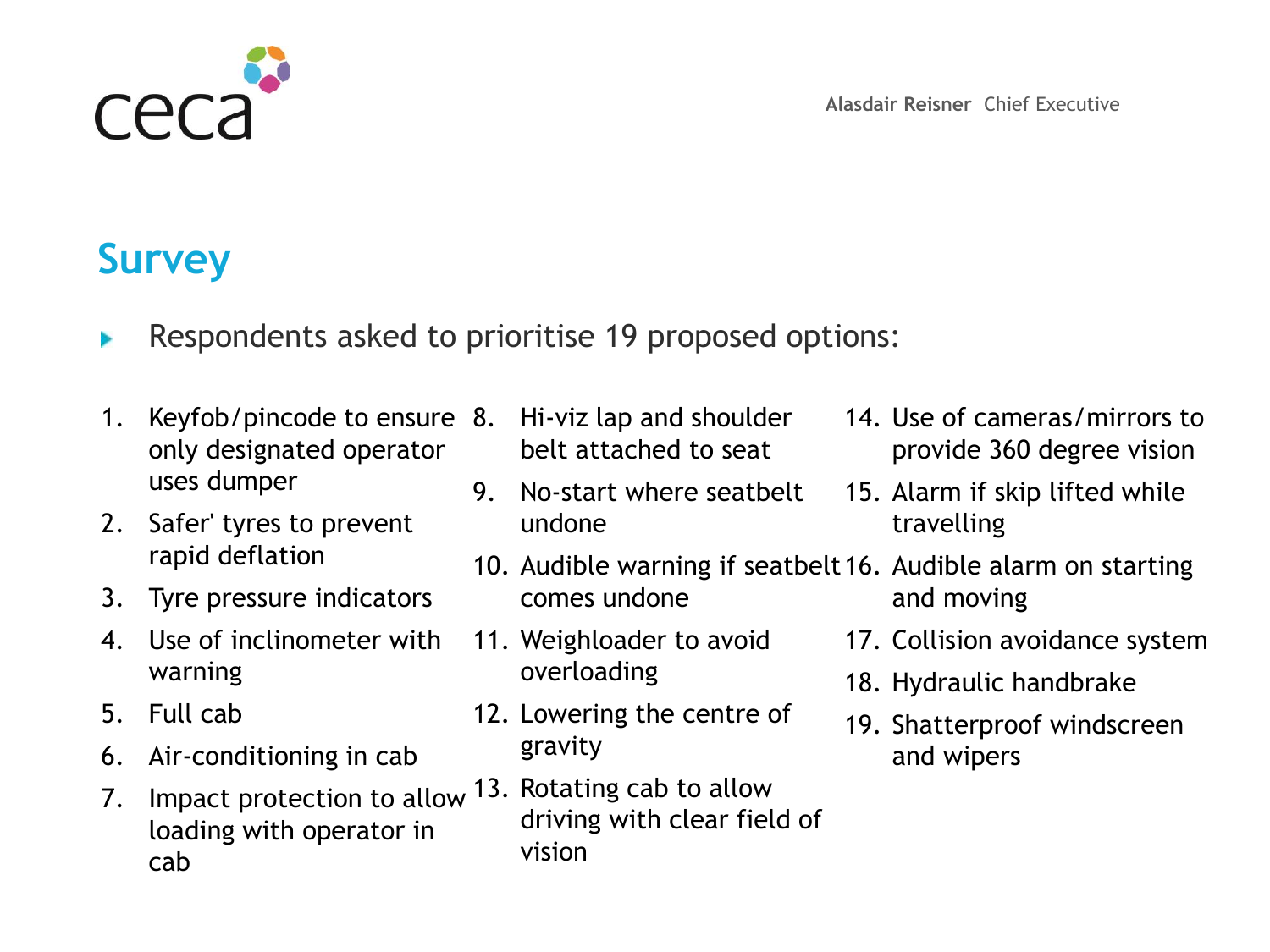## Survey

- Respondents asked to prioritise 19 proposed options:

1. Keyfob/pincode to ensure only designated operator uses dumper
2. Safer' tyres to prevent rapid deflation
3. Tyre pressure indicators
4. Use of inclinometer with warning
5. Full cab
6. Air-conditioning in cab
7. Impact protection to allow loading with operator in cab
8. Hi-viz lap and shoulder belt attached to seat
9. No-start where seatbelt undone
10. Audible warning if seatbelt comes undone
11. Weighloader to avoid overloading
12. Lowering the centre of gravity
13. Rotating cab to allow driving with clear field of vision
14. Use of cameras/mirrors to provide 360 degree vision
15. Alarm if skip lifted while travelling
16. Audible alarm on starting and moving
17. Collision avoidance system
18. Hydraulic handbrake
19. Shatterproof windscreen and wipers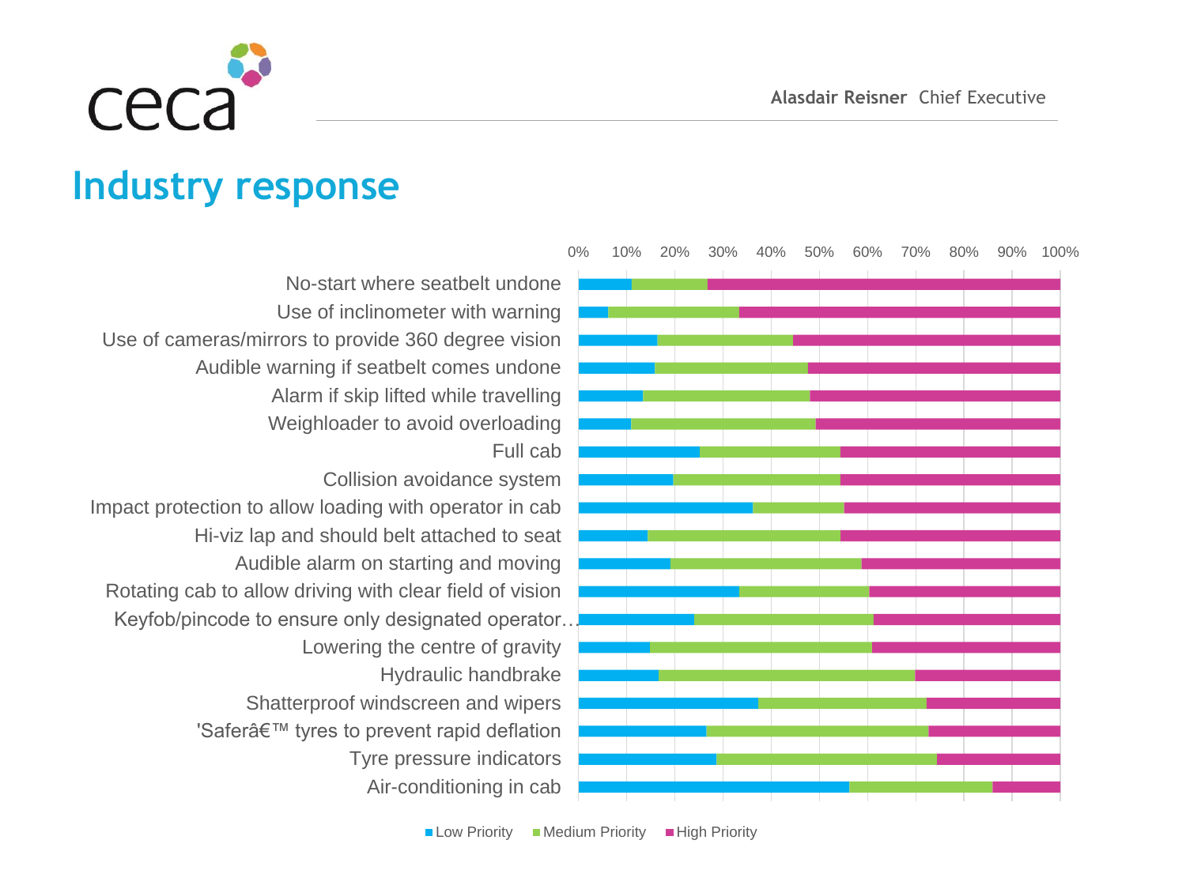Alasdair Reisner Chief Executive

# Industry response

| Item | Low Priority | Medium Priority | High Priority |
|---|---|---|---|
| No-start where seatbelt undone | | | |
| Use of inclinometer with warning | | | |
| Use of cameras/mirrors to provide 360 degree vision | | | |
| Audible warning if seatbelt comes undone | | | |
| Alarm if skip lifted while travelling | | | |
| Weighloader to avoid overloading | | | |
| Full cab | | | |
| Collision avoidance system | | | |
| Impact protection to allow loading with operator in cab | | | |
| Hi-viz lap and should belt attached to seat | | | |
| Audible alarm on starting and moving | | | |
| Rotating cab to allow driving with clear field of vision | | | |
| Keyfob/pincode to ensure only designated operator… | | | |
| Lowering the centre of gravity | | | |
| Hydraulic handbrake | | | |
| Shatterproof windscreen and wipers | | | |
| 'Saferâ€™ tyres to prevent rapid deflation | | | |
| Tyre pressure indicators | | | |
| Air-conditioning in cab | | | |

0% 10% 20% 30% 40% 50% 60% 70% 80% 90% 100%

■ Low Priority ■ Medium Priority ■ High Priority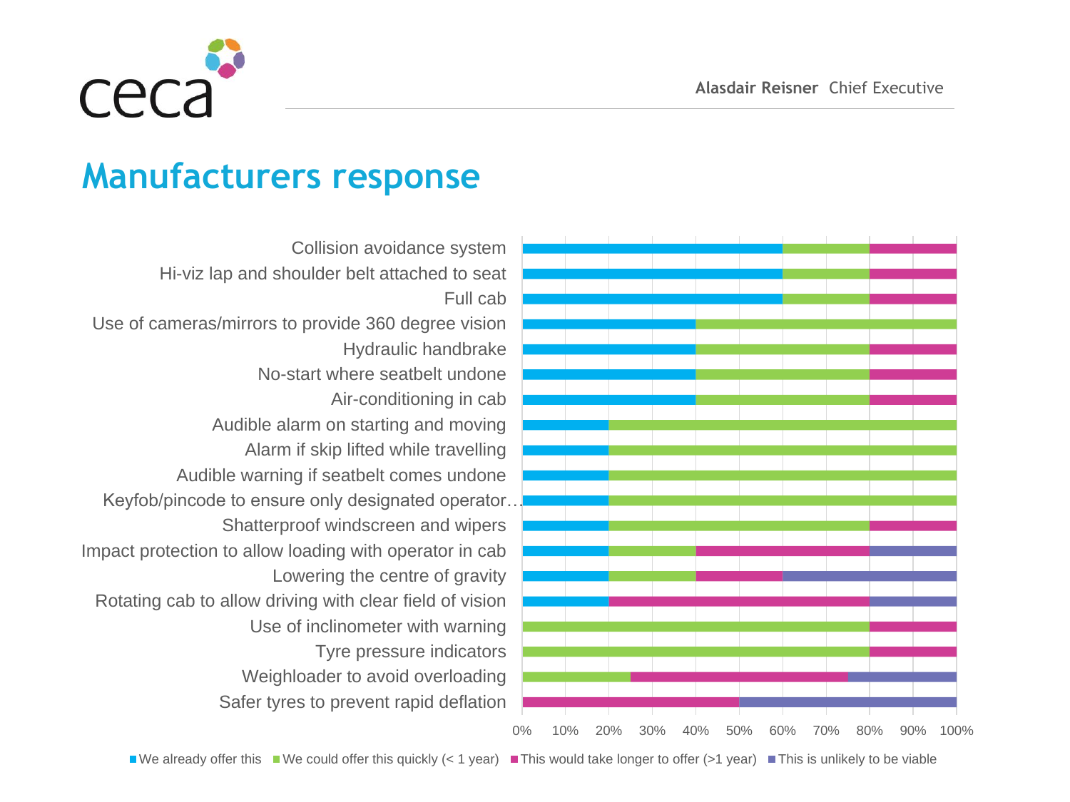## Manufacturers response

| | We already offer this | We could offer this quickly (< 1 year) | This would take longer to offer (>1 year) | This is unlikely to be viable |
|---|---|---|---|---|
| Collision avoidance system | 60% | 20% | 20% | 0% |
| Hi-viz lap and shoulder belt attached to seat | 60% | 20% | 20% | 0% |
| Full cab | 60% | 20% | 20% | 0% |
| Use of cameras/mirrors to provide 360 degree vision | 40% | 60% | 0% | 0% |
| Hydraulic handbrake | 40% | 40% | 20% | 0% |
| No-start where seatbelt undone | 40% | 40% | 20% | 0% |
| Air-conditioning in cab | 40% | 40% | 20% | 0% |
| Audible alarm on starting and moving | 20% | 80% | 0% | 0% |
| Alarm if skip lifted while travelling | 20% | 80% | 0% | 0% |
| Audible warning if seatbelt comes undone | 20% | 80% | 0% | 0% |
| Keyfob/pincode to ensure only designated operator… | 20% | 80% | 0% | 0% |
| Shatterproof windscreen and wipers | 20% | 60% | 20% | 0% |
| Impact protection to allow loading with operator in cab | 20% | 20% | 40% | 20% |
| Lowering the centre of gravity | 20% | 20% | 20% | 40% |
| Rotating cab to allow driving with clear field of vision | 20% | 0% | 60% | 20% |
| Use of inclinometer with warning | 0% | 80% | 20% | 0% |
| Tyre pressure indicators | 0% | 80% | 20% | 0% |
| Weighloader to avoid overloading | 0% | 25% | 50% | 25% |
| Safer tyres to prevent rapid deflation | 0% | 0% | 50% | 50% |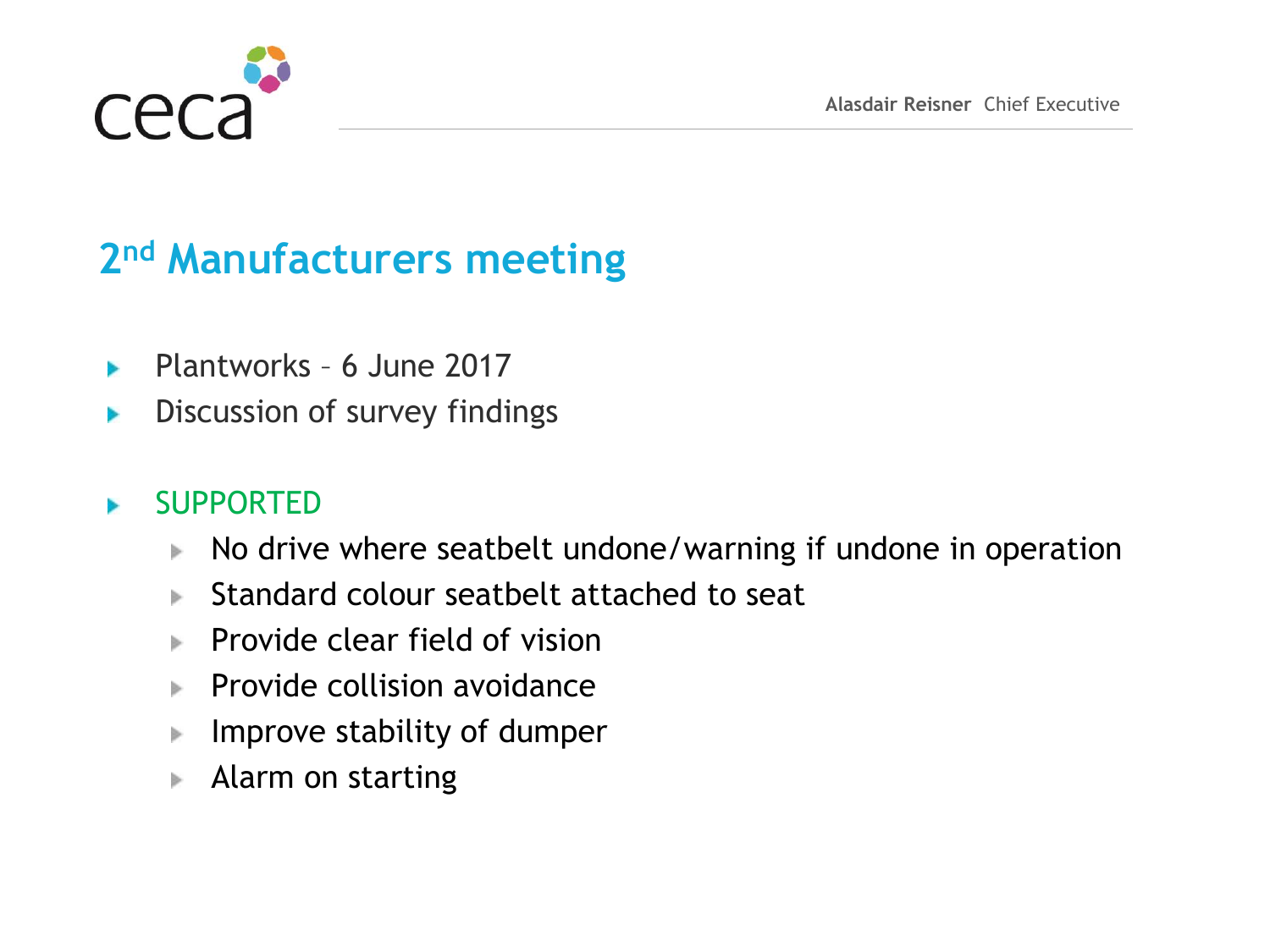## 2nd Manufacturers meeting

- Plantworks – 6 June 2017
- Discussion of survey findings

- SUPPORTED
  - No drive where seatbelt undone/warning if undone in operation
  - Standard colour seatbelt attached to seat
  - Provide clear field of vision
  - Provide collision avoidance
  - Improve stability of dumper
  - Alarm on starting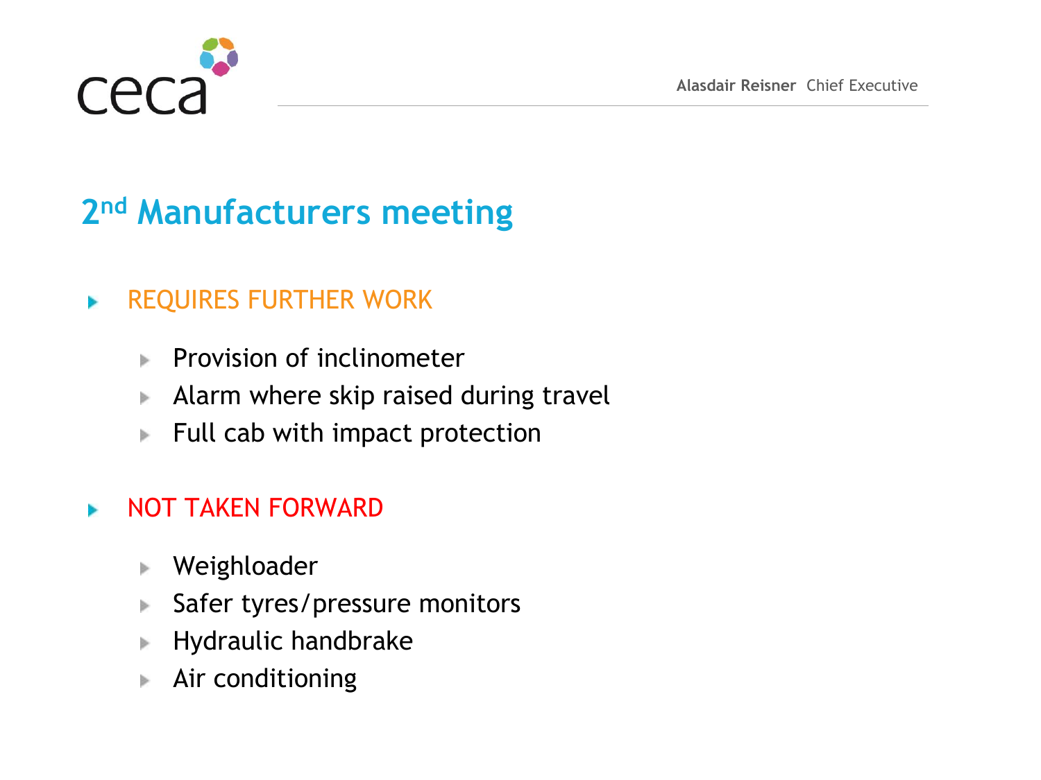## 2nd Manufacturers meeting

- REQUIRES FURTHER WORK
  - Provision of inclinometer
  - Alarm where skip raised during travel
  - Full cab with impact protection

- NOT TAKEN FORWARD
  - Weighloader
  - Safer tyres/pressure monitors
  - Hydraulic handbrake
  - Air conditioning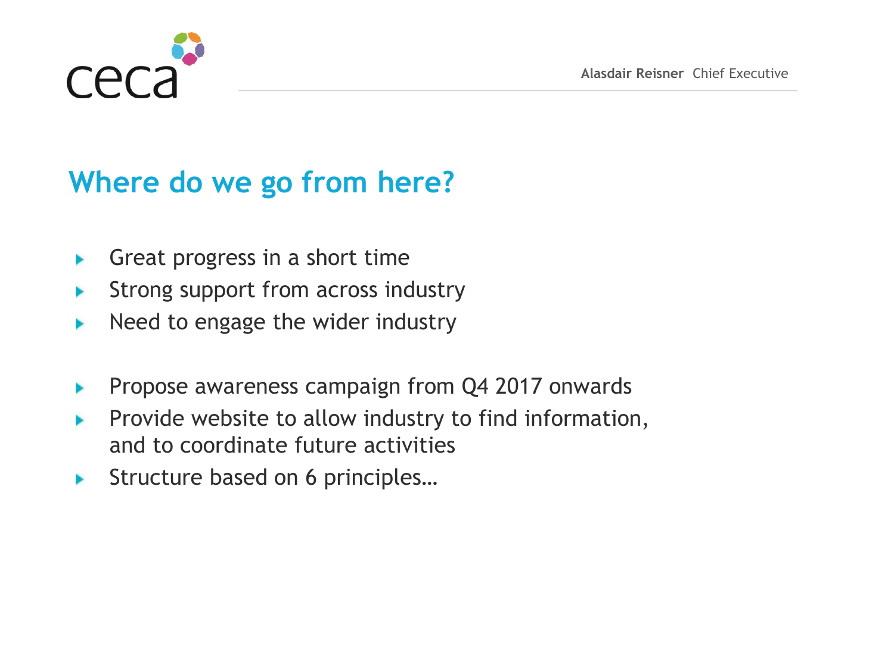# Where do we go from here?

- Great progress in a short time
- Strong support from across industry
- Need to engage the wider industry

- Propose awareness campaign from Q4 2017 onwards
- Provide website to allow industry to find information, and to coordinate future activities
- Structure based on 6 principles…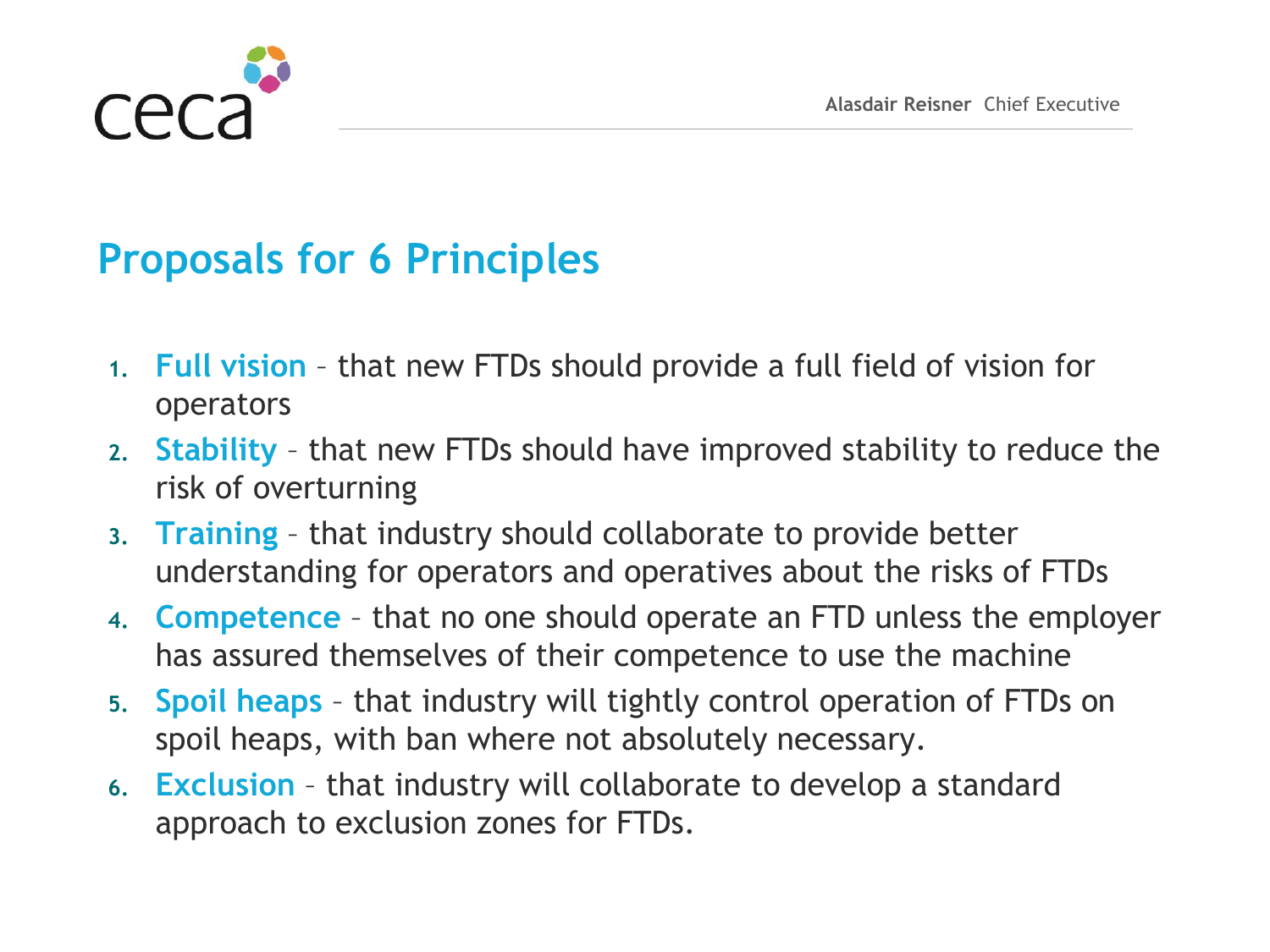## Proposals for 6 Principles

1. **Full vision** – that new FTDs should provide a full field of vision for operators
2. **Stability** – that new FTDs should have improved stability to reduce the risk of overturning
3. **Training** – that industry should collaborate to provide better understanding for operators and operatives about the risks of FTDs
4. **Competence** – that no one should operate an FTD unless the employer has assured themselves of their competence to use the machine
5. **Spoil heaps** – that industry will tightly control operation of FTDs on spoil heaps, with ban where not absolutely necessary.
6. **Exclusion** – that industry will collaborate to develop a standard approach to exclusion zones for FTDs.